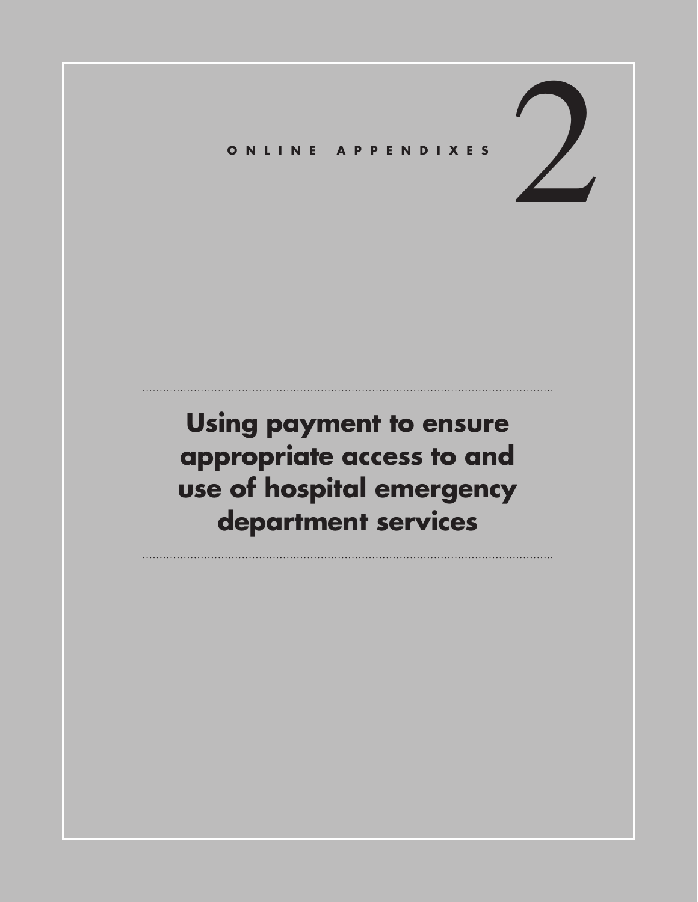ONLINE APPENDIXES

# 2

# Using payment to ensure appropriate access to and use of hospital emergency department services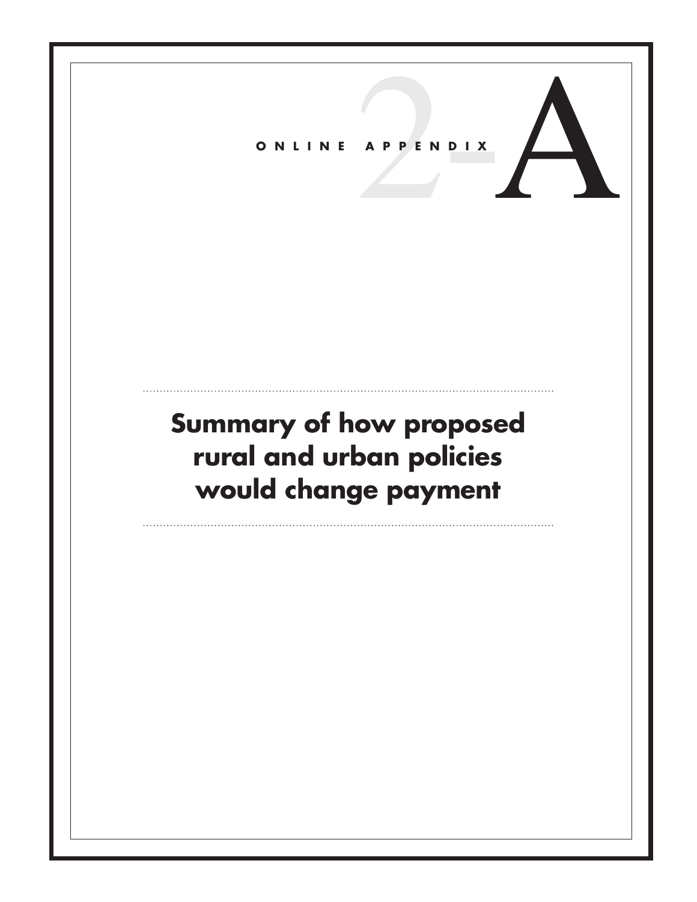# ONLINE APPENDIX 2-A

## Summary of how proposed rural and urban policies would change payment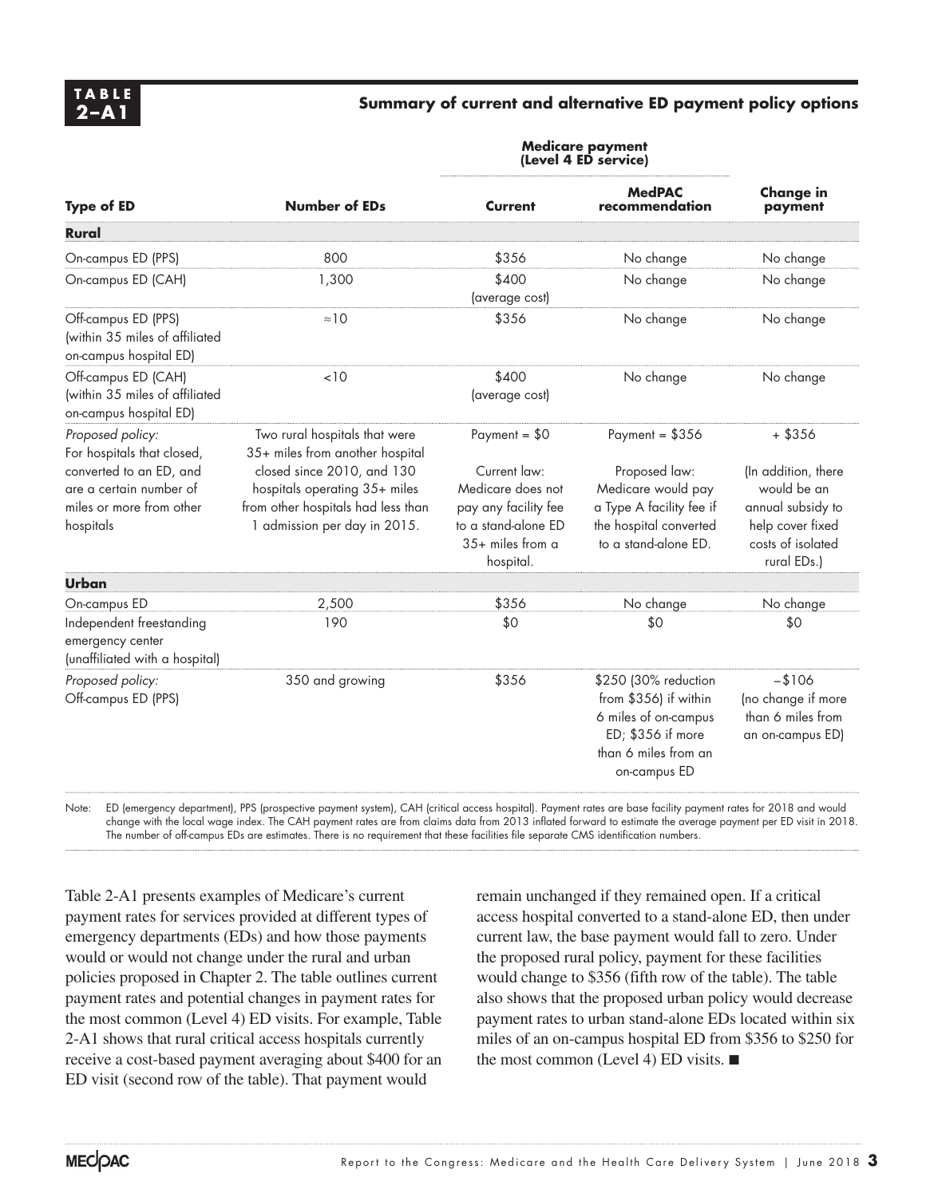**TABLE 2–A1**

**Summary of current and alternative ED payment policy options**

| Type of ED | Number of EDs | Medicare payment (Level 4 ED service) | | Change in payment |
|---|---|---|---|---|
| | | **Current** | **MedPAC recommendation** | |
| **Rural** | | | | |
| On-campus ED (PPS) | 800 | $356 | No change | No change |
| On-campus ED (CAH) | 1,300 | $400 (average cost) | No change | No change |
| Off-campus ED (PPS) (within 35 miles of affiliated on-campus hospital ED) | ≈10 | $356 | No change | No change |
| Off-campus ED (CAH) (within 35 miles of affiliated on-campus hospital ED) | <10 | $400 (average cost) | No change | No change |
| *Proposed policy:* For hospitals that closed, converted to an ED, and are a certain number of miles or more from other hospitals | Two rural hospitals that were 35+ miles from another hospital closed since 2010, and 130 hospitals operating 35+ miles from other hospitals had less than 1 admission per day in 2015. | Payment = $0<br><br>Current law: Medicare does not pay any facility fee to a stand-alone ED 35+ miles from a hospital. | Payment = $356<br><br>Proposed law: Medicare would pay a Type A facility fee if the hospital converted to a stand-alone ED. | + $356<br><br>(In addition, there would be an annual subsidy to help cover fixed costs of isolated rural EDs.) |
| **Urban** | | | | |
| On-campus ED | 2,500 | $356 | No change | No change |
| Independent freestanding emergency center (unaffiliated with a hospital) | 190 | $0 | $0 | $0 |
| *Proposed policy:* Off-campus ED (PPS) | 350 and growing | $356 | $250 (30% reduction from $356) if within 6 miles of on-campus ED; $356 if more than 6 miles from an on-campus ED | –$106 (no change if more than 6 miles from an on-campus ED) |

Note: ED (emergency department), PPS (prospective payment system), CAH (critical access hospital). Payment rates are base facility payment rates for 2018 and would change with the local wage index. The CAH payment rates are from claims data from 2013 inflated forward to estimate the average payment per ED visit in 2018. The number of off-campus EDs are estimates. There is no requirement that these facilities file separate CMS identification numbers.

Table 2-A1 presents examples of Medicare's current payment rates for services provided at different types of emergency departments (EDs) and how those payments would or would not change under the rural and urban policies proposed in Chapter 2. The table outlines current payment rates and potential changes in payment rates for the most common (Level 4) ED visits. For example, Table 2-A1 shows that rural critical access hospitals currently receive a cost-based payment averaging about $400 for an ED visit (second row of the table). That payment would remain unchanged if they remained open. If a critical access hospital converted to a stand-alone ED, then under current law, the base payment would fall to zero. Under the proposed rural policy, payment for these facilities would change to $356 (fifth row of the table). The table also shows that the proposed urban policy would decrease payment rates to urban stand-alone EDs located within six miles of an on-campus hospital ED from $356 to $250 for the most common (Level 4) ED visits. ■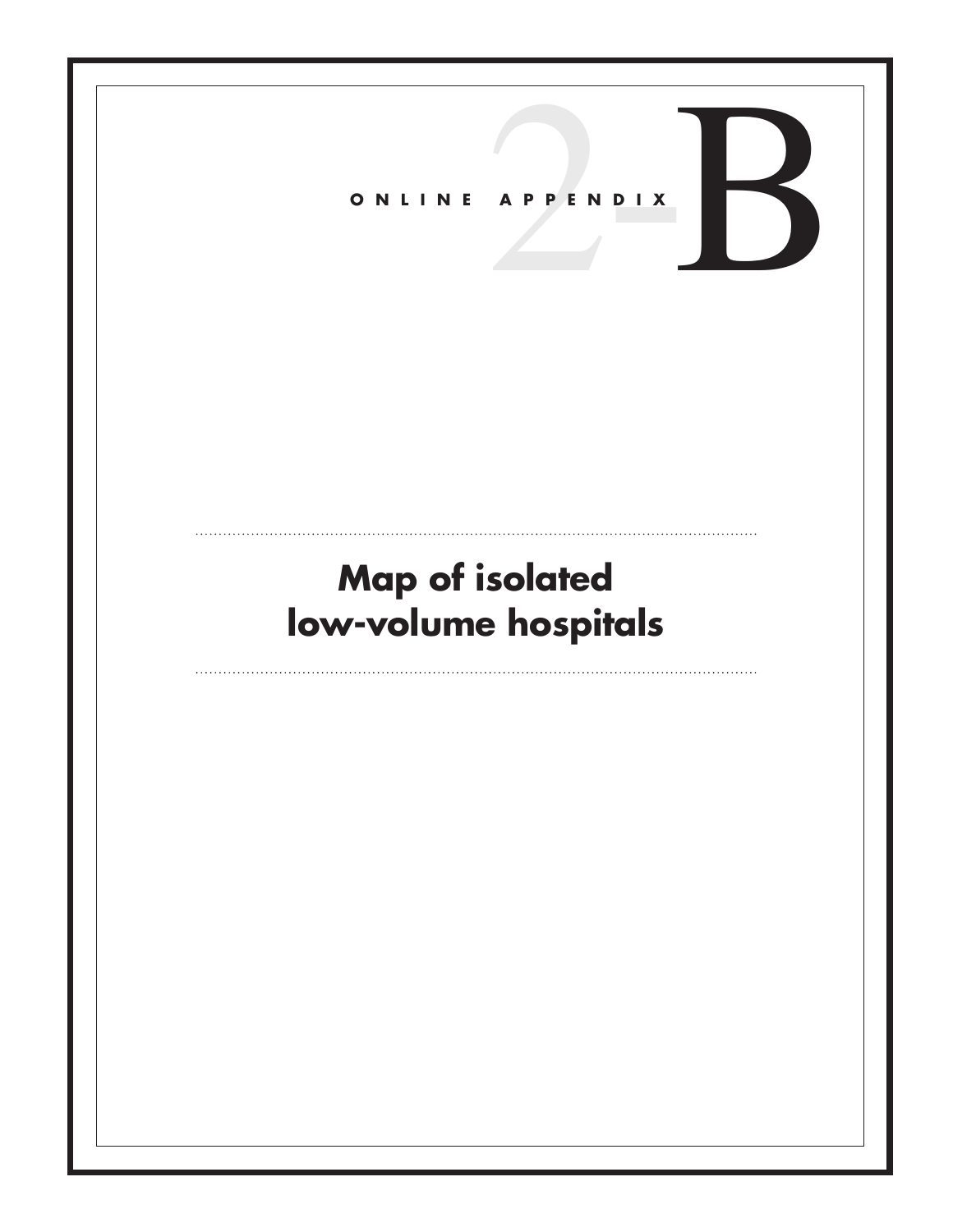ONLINE APPENDIX 2-B

# Map of isolated low-volume hospitals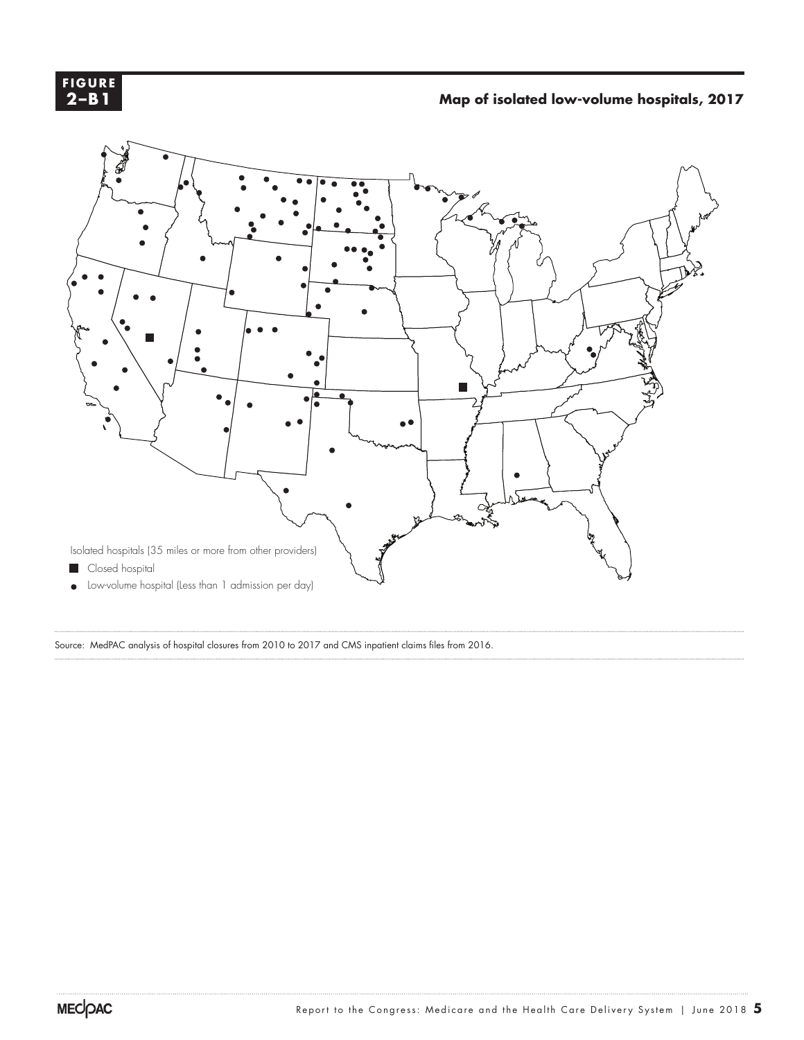**FIGURE 2–B1**

**Map of isolated low-volume hospitals, 2017**

Isolated hospitals (35 miles or more from other providers)

Closed hospital

Low-volume hospital (Less than 1 admission per day)

Source: MedPAC analysis of hospital closures from 2010 to 2017 and CMS inpatient claims files from 2016.